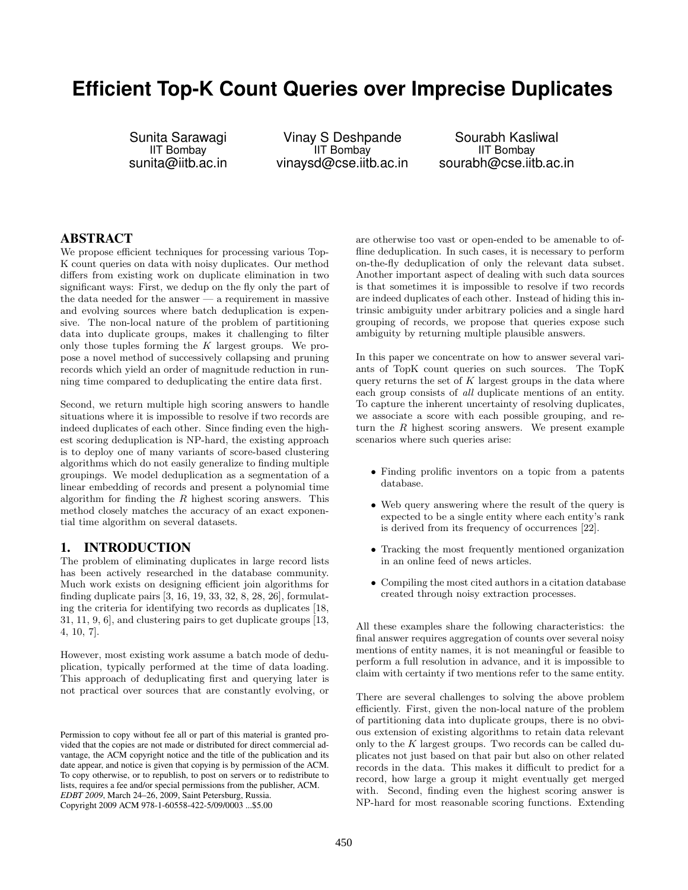# Efficient Top-K Count Queries over Imprecise Duplicates

Sunita Sarawagi
IIT Bombay
sunita@iitb.ac.in

Vinay S Deshpande
IIT Bombay
vinaysd@cse.iitb.ac.in

Sourabh Kasliwal
IIT Bombay
sourabh@cse.iitb.ac.in

## ABSTRACT

We propose efficient techniques for processing various Top-K count queries on data with noisy duplicates. Our method differs from existing work on duplicate elimination in two significant ways: First, we dedup on the fly only the part of the data needed for the answer — a requirement in massive and evolving sources where batch deduplication is expensive. The non-local nature of the problem of partitioning data into duplicate groups, makes it challenging to filter only those tuples forming the $K$ largest groups. We propose a novel method of successively collapsing and pruning records which yield an order of magnitude reduction in running time compared to deduplicating the entire data first.

Second, we return multiple high scoring answers to handle situations where it is impossible to resolve if two records are indeed duplicates of each other. Since finding even the highest scoring deduplication is NP-hard, the existing approach is to deploy one of many variants of score-based clustering algorithms which do not easily generalize to finding multiple groupings. We model deduplication as a segmentation of a linear embedding of records and present a polynomial time algorithm for finding the $R$ highest scoring answers. This method closely matches the accuracy of an exact exponential time algorithm on several datasets.

## 1. INTRODUCTION

The problem of eliminating duplicates in large record lists has been actively researched in the database community. Much work exists on designing efficient join algorithms for finding duplicate pairs [3, 16, 19, 33, 32, 8, 28, 26], formulating the criteria for identifying two records as duplicates [18, 31, 11, 9, 6], and clustering pairs to get duplicate groups [13, 4, 10, 7].

However, most existing work assume a batch mode of deduplication, typically performed at the time of data loading. This approach of deduplicating first and querying later is not practical over sources that are constantly evolving, or are otherwise too vast or open-ended to be amenable to offline deduplication. In such cases, it is necessary to perform on-the-fly deduplication of only the relevant data subset. Another important aspect of dealing with such data sources is that sometimes it is impossible to resolve if two records are indeed duplicates of each other. Instead of hiding this intrinsic ambiguity under arbitrary policies and a single hard grouping of records, we propose that queries expose such ambiguity by returning multiple plausible answers.

In this paper we concentrate on how to answer several variants of TopK count queries on such sources. The TopK query returns the set of $K$ largest groups in the data where each group consists of *all* duplicate mentions of an entity. To capture the inherent uncertainty of resolving duplicates, we associate a score with each possible grouping, and return the $R$ highest scoring answers. We present example scenarios where such queries arise:

- Finding prolific inventors on a topic from a patents database.
- Web query answering where the result of the query is expected to be a single entity where each entity's rank is derived from its frequency of occurrences [22].
- Tracking the most frequently mentioned organization in an online feed of news articles.
- Compiling the most cited authors in a citation database created through noisy extraction processes.

All these examples share the following characteristics: the final answer requires aggregation of counts over several noisy mentions of entity names, it is not meaningful or feasible to perform a full resolution in advance, and it is impossible to claim with certainty if two mentions refer to the same entity.

There are several challenges to solving the above problem efficiently. First, given the non-local nature of the problem of partitioning data into duplicate groups, there is no obvious extension of existing algorithms to retain data relevant only to the $K$ largest groups. Two records can be called duplicates not just based on that pair but also on other related records in the data. This makes it difficult to predict for a record, how large a group it might eventually get merged with. Second, finding even the highest scoring answer is NP-hard for most reasonable scoring functions. Extending

Permission to copy without fee all or part of this material is granted provided that the copies are not made or distributed for direct commercial advantage, the ACM copyright notice and the title of the publication and its date appear, and notice is given that copying is by permission of the ACM. To copy otherwise, or to republish, to post on servers or to redistribute to lists, requires a fee and/or special permissions from the publisher, ACM.
*EDBT 2009*, March 24–26, 2009, Saint Petersburg, Russia.
Copyright 2009 ACM 978-1-60558-422-5/09/0003 ...$5.00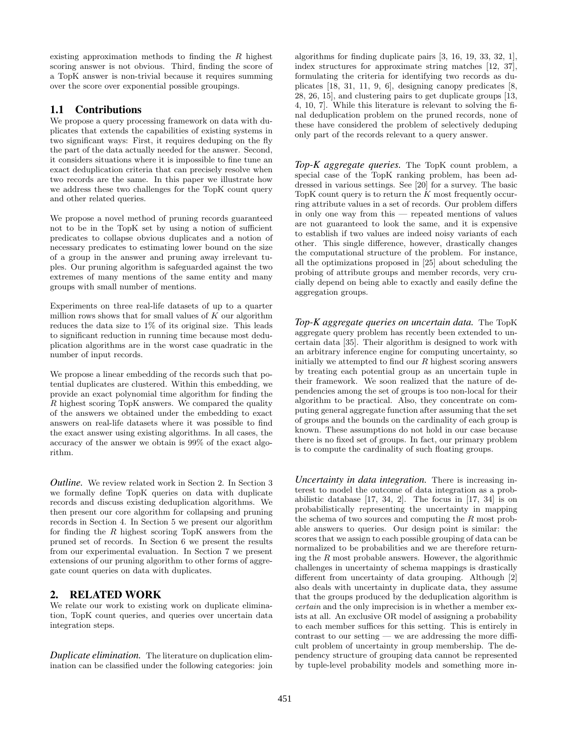existing approximation methods to finding the $R$ highest scoring answer is not obvious. Third, finding the score of a TopK answer is non-trivial because it requires summing over the score over exponential possible groupings.

## 1.1 Contributions

We propose a query processing framework on data with duplicates that extends the capabilities of existing systems in two significant ways: First, it requires deduping on the fly the part of the data actually needed for the answer. Second, it considers situations where it is impossible to fine tune an exact deduplication criteria that can precisely resolve when two records are the same. In this paper we illustrate how we address these two challenges for the TopK count query and other related queries.

We propose a novel method of pruning records guaranteed not to be in the TopK set by using a notion of sufficient predicates to collapse obvious duplicates and a notion of necessary predicates to estimating lower bound on the size of a group in the answer and pruning away irrelevant tuples. Our pruning algorithm is safeguarded against the two extremes of many mentions of the same entity and many groups with small number of mentions.

Experiments on three real-life datasets of up to a quarter million rows shows that for small values of $K$ our algorithm reduces the data size to 1% of its original size. This leads to significant reduction in running time because most deduplication algorithms are in the worst case quadratic in the number of input records.

We propose a linear embedding of the records such that potential duplicates are clustered. Within this embedding, we provide an exact polynomial time algorithm for finding the $R$ highest scoring TopK answers. We compared the quality of the answers we obtained under the embedding to exact answers on real-life datasets where it was possible to find the exact answer using existing algorithms. In all cases, the accuracy of the answer we obtain is 99% of the exact algorithm.

***Outline.*** We review related work in Section 2. In Section 3 we formally define TopK queries on data with duplicate records and discuss existing deduplication algorithms. We then present our core algorithm for collapsing and pruning records in Section 4. In Section 5 we present our algorithm for finding the $R$ highest scoring TopK answers from the pruned set of records. In Section 6 we present the results from our experimental evaluation. In Section 7 we present extensions of our pruning algorithm to other forms of aggregate count queries on data with duplicates.

# 2. RELATED WORK

We relate our work to existing work on duplicate elimination, TopK count queries, and queries over uncertain data integration steps.

***Duplicate elimination.*** The literature on duplication elimination can be classified under the following categories: join algorithms for finding duplicate pairs [3, 16, 19, 33, 32, 1], index structures for approximate string matches [12, 37], formulating the criteria for identifying two records as duplicates [18, 31, 11, 9, 6], designing canopy predicates [8, 28, 26, 15], and clustering pairs to get duplicate groups [13, 4, 10, 7]. While this literature is relevant to solving the final deduplication problem on the pruned records, none of these have considered the problem of selectively deduping only part of the records relevant to a query answer.

***Top-K aggregate queries.*** The TopK count problem, a special case of the TopK ranking problem, has been addressed in various settings. See [20] for a survey. The basic TopK count query is to return the $K$ most frequently occurring attribute values in a set of records. Our problem differs in only one way from this — repeated mentions of values are not guaranteed to look the same, and it is expensive to establish if two values are indeed noisy variants of each other. This single difference, however, drastically changes the computational structure of the problem. For instance, all the optimizations proposed in [25] about scheduling the probing of attribute groups and member records, very crucially depend on being able to exactly and easily define the aggregation groups.

***Top-K aggregate queries on uncertain data.*** The TopK aggregate query problem has recently been extended to uncertain data [35]. Their algorithm is designed to work with an arbitrary inference engine for computing uncertainty, so initially we attempted to find our $R$ highest scoring answers by treating each potential group as an uncertain tuple in their framework. We soon realized that the nature of dependencies among the set of groups is too non-local for their algorithm to be practical. Also, they concentrate on computing general aggregate function after assuming that the set of groups and the bounds on the cardinality of each group is known. These assumptions do not hold in our case because there is no fixed set of groups. In fact, our primary problem is to compute the cardinality of such floating groups.

***Uncertainty in data integration.*** There is increasing interest to model the outcome of data integration as a probabilistic database [17, 34, 2]. The focus in [17, 34] is on probabilistically representing the uncertainty in mapping the schema of two sources and computing the $R$ most probable answers to queries. Our design point is similar: the scores that we assign to each possible grouping of data can be normalized to be probabilities and we are therefore returning the $R$ most probable answers. However, the algorithmic challenges in uncertainty of schema mappings is drastically different from uncertainty of data grouping. Although [2] also deals with uncertainty in duplicate data, they assume that the groups produced by the deduplication algorithm is *certain* and the only imprecision is in whether a member exists at all. An exclusive OR model of assigning a probability to each member suffices for this setting. This is entirely in contrast to our setting — we are addressing the more difficult problem of uncertainty in group membership. The dependency structure of grouping data cannot be represented by tuple-level probability models and something more in-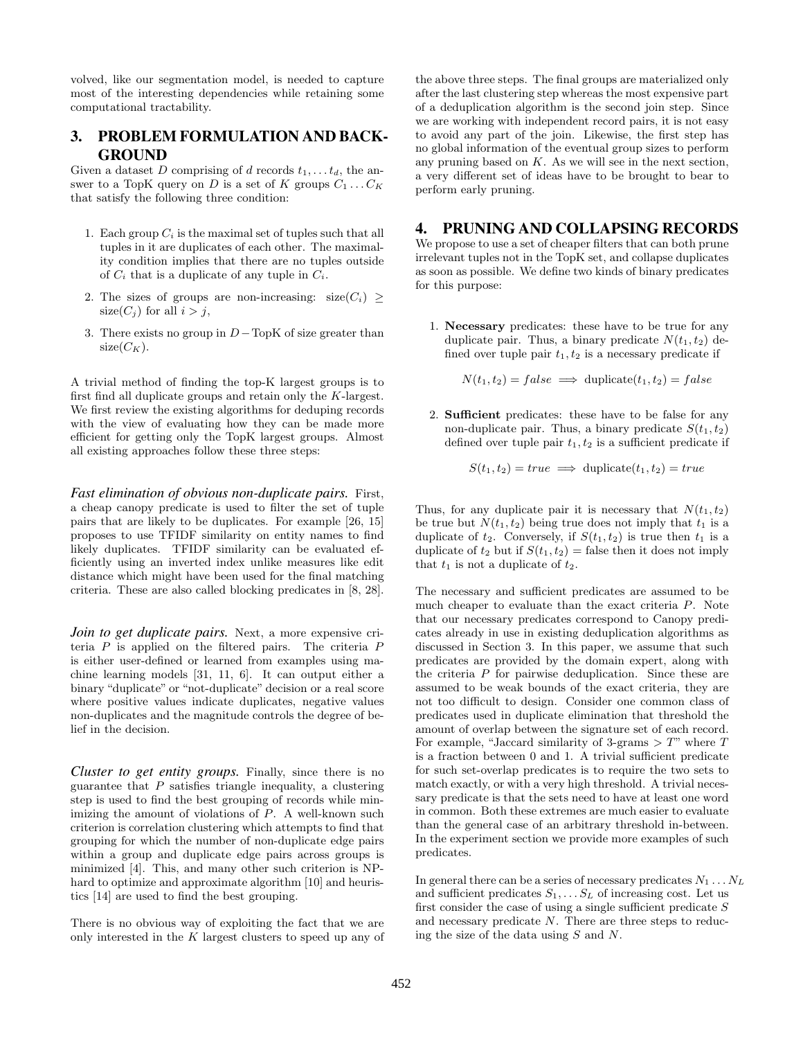volved, like our segmentation model, is needed to capture most of the interesting dependencies while retaining some computational tractability.

## 3. PROBLEM FORMULATION AND BACKGROUND

Given a dataset $D$ comprising of $d$ records $t_1, \ldots t_d$, the answer to a TopK query on $D$ is a set of $K$ groups $C_1 \ldots C_K$ that satisfy the following three condition:

1. Each group $C_i$ is the maximal set of tuples such that all tuples in it are duplicates of each other. The maximality condition implies that there are no tuples outside of $C_i$ that is a duplicate of any tuple in $C_i$.
2. The sizes of groups are non-increasing: $\text{size}(C_i) \geq \text{size}(C_j)$ for all $i > j$,
3. There exists no group in $D - \text{TopK}$ of size greater than $\text{size}(C_K)$.

A trivial method of finding the top-K largest groups is to first find all duplicate groups and retain only the $K$-largest. We first review the existing algorithms for deduping records with the view of evaluating how they can be made more efficient for getting only the TopK largest groups. Almost all existing approaches follow these three steps:

***Fast elimination of obvious non-duplicate pairs.*** First, a cheap canopy predicate is used to filter the set of tuple pairs that are likely to be duplicates. For example [26, 15] proposes to use TFIDF similarity on entity names to find likely duplicates. TFIDF similarity can be evaluated efficiently using an inverted index unlike measures like edit distance which might have been used for the final matching criteria. These are also called blocking predicates in [8, 28].

***Join to get duplicate pairs.*** Next, a more expensive criteria $P$ is applied on the filtered pairs. The criteria $P$ is either user-defined or learned from examples using machine learning models [31, 11, 6]. It can output either a binary "duplicate" or "not-duplicate" decision or a real score where positive values indicate duplicates, negative values non-duplicates and the magnitude controls the degree of belief in the decision.

***Cluster to get entity groups.*** Finally, since there is no guarantee that $P$ satisfies triangle inequality, a clustering step is used to find the best grouping of records while minimizing the amount of violations of $P$. A well-known such criterion is correlation clustering which attempts to find that grouping for which the number of non-duplicate edge pairs within a group and duplicate edge pairs across groups is minimized [4]. This, and many other such criterion is NP-hard to optimize and approximate algorithm [10] and heuristics [14] are used to find the best grouping.

There is no obvious way of exploiting the fact that we are only interested in the $K$ largest clusters to speed up any of the above three steps. The final groups are materialized only after the last clustering step whereas the most expensive part of a deduplication algorithm is the second join step. Since we are working with independent record pairs, it is not easy to avoid any part of the join. Likewise, the first step has no global information of the eventual group sizes to perform any pruning based on $K$. As we will see in the next section, a very different set of ideas have to be brought to bear to perform early pruning.

## 4. PRUNING AND COLLAPSING RECORDS

We propose to use a set of cheaper filters that can both prune irrelevant tuples not in the TopK set, and collapse duplicates as soon as possible. We define two kinds of binary predicates for this purpose:

1. **Necessary** predicates: these have to be true for any duplicate pair. Thus, a binary predicate $N(t_1, t_2)$ defined over tuple pair $t_1, t_2$ is a necessary predicate if

$$N(t_1, t_2) = false \implies \text{duplicate}(t_1, t_2) = false$$

2. **Sufficient** predicates: these have to be false for any non-duplicate pair. Thus, a binary predicate $S(t_1, t_2)$ defined over tuple pair $t_1, t_2$ is a sufficient predicate if

$$S(t_1, t_2) = true \implies \text{duplicate}(t_1, t_2) = true$$

Thus, for any duplicate pair it is necessary that $N(t_1, t_2)$ be true but $N(t_1, t_2)$ being true does not imply that $t_1$ is a duplicate of $t_2$. Conversely, if $S(t_1, t_2)$ is true then $t_1$ is a duplicate of $t_2$ but if $S(t_1, t_2) =$ false then it does not imply that $t_1$ is not a duplicate of $t_2$.

The necessary and sufficient predicates are assumed to be much cheaper to evaluate than the exact criteria $P$. Note that our necessary predicates correspond to Canopy predicates already in use in existing deduplication algorithms as discussed in Section 3. In this paper, we assume that such predicates are provided by the domain expert, along with the criteria $P$ for pairwise deduplication. Since these are assumed to be weak bounds of the exact criteria, they are not too difficult to design. Consider one common class of predicates used in duplicate elimination that threshold the amount of overlap between the signature set of each record. For example, "Jaccard similarity of 3-grams $> T$" where $T$ is a fraction between 0 and 1. A trivial sufficient predicate for such set-overlap predicates is to require the two sets to match exactly, or with a very high threshold. A trivial necessary predicate is that the sets need to have at least one word in common. Both these extremes are much easier to evaluate than the general case of an arbitrary threshold in-between. In the experiment section we provide more examples of such predicates.

In general there can be a series of necessary predicates $N_1 \ldots N_L$ and sufficient predicates $S_1, \ldots S_L$ of increasing cost. Let us first consider the case of using a single sufficient predicate $S$ and necessary predicate $N$. There are three steps to reducing the size of the data using $S$ and $N$.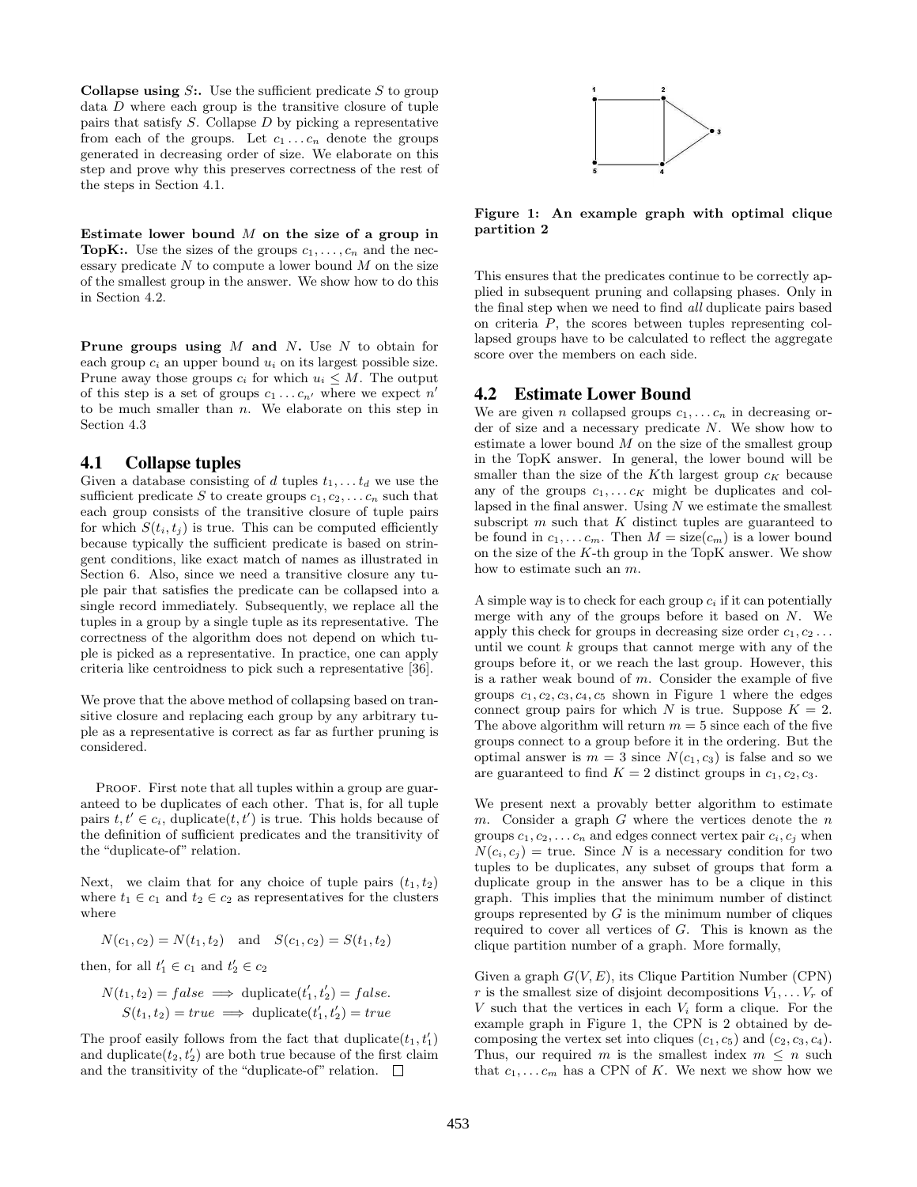**Collapse using $S$:.** Use the sufficient predicate $S$ to group data $D$ where each group is the transitive closure of tuple pairs that satisfy $S$. Collapse $D$ by picking a representative from each of the groups. Let $c_1 \ldots c_n$ denote the groups generated in decreasing order of size. We elaborate on this step and prove why this preserves correctness of the rest of the steps in Section 4.1.

**Estimate lower bound $M$ on the size of a group in TopK:.** Use the sizes of the groups $c_1, \ldots, c_n$ and the necessary predicate $N$ to compute a lower bound $M$ on the size of the smallest group in the answer. We show how to do this in Section 4.2.

**Prune groups using $M$ and $N$.** Use $N$ to obtain for each group $c_i$ an upper bound $u_i$ on its largest possible size. Prune away those groups $c_i$ for which $u_i \leq M$. The output of this step is a set of groups $c_1 \ldots c_{n'}$ where we expect $n'$ to be much smaller than $n$. We elaborate on this step in Section 4.3

## 4.1 Collapse tuples

Given a database consisting of $d$ tuples $t_1, \ldots t_d$ we use the sufficient predicate $S$ to create groups $c_1, c_2, \ldots c_n$ such that each group consists of the transitive closure of tuple pairs for which $S(t_i, t_j)$ is true. This can be computed efficiently because typically the sufficient predicate is based on stringent conditions, like exact match of names as illustrated in Section 6. Also, since we need a transitive closure any tuple pair that satisfies the predicate can be collapsed into a single record immediately. Subsequently, we replace all the tuples in a group by a single tuple as its representative. The correctness of the algorithm does not depend on which tuple is picked as a representative. In practice, one can apply criteria like centroidness to pick such a representative [36].

We prove that the above method of collapsing based on transitive closure and replacing each group by any arbitrary tuple as a representative is correct as far as further pruning is considered.

Proof. First note that all tuples within a group are guaranteed to be duplicates of each other. That is, for all tuple pairs $t, t' \in c_i$, duplicate$(t, t')$ is true. This holds because of the definition of sufficient predicates and the transitivity of the "duplicate-of" relation.

Next, we claim that for any choice of tuple pairs $(t_1, t_2)$ where $t_1 \in c_1$ and $t_2 \in c_2$ as representatives for the clusters where

$$N(c_1, c_2) = N(t_1, t_2) \quad \text{and} \quad S(c_1, c_2) = S(t_1, t_2)$$

then, for all $t_1' \in c_1$ and $t_2' \in c_2$

$$N(t_1, t_2) = false \implies \text{duplicate}(t_1', t_2') = false.$$
$$S(t_1, t_2) = true \implies \text{duplicate}(t_1', t_2') = true$$

The proof easily follows from the fact that duplicate$(t_1, t_1')$ and duplicate$(t_2, t_2')$ are both true because of the first claim and the transitivity of the "duplicate-of" relation. □

Figure 1: An example graph with optimal clique partition 2

This ensures that the predicates continue to be correctly applied in subsequent pruning and collapsing phases. Only in the final step when we need to find *all* duplicate pairs based on criteria $P$, the scores between tuples representing collapsed groups have to be calculated to reflect the aggregate score over the members on each side.

## 4.2 Estimate Lower Bound

We are given $n$ collapsed groups $c_1, \ldots c_n$ in decreasing order of size and a necessary predicate $N$. We show how to estimate a lower bound $M$ on the size of the smallest group in the TopK answer. In general, the lower bound will be smaller than the size of the $K$th largest group $c_K$ because any of the groups $c_1, \ldots c_K$ might be duplicates and collapsed in the final answer. Using $N$ we estimate the smallest subscript $m$ such that $K$ distinct tuples are guaranteed to be found in $c_1, \ldots c_m$. Then $M = \text{size}(c_m)$ is a lower bound on the size of the $K$-th group in the TopK answer. We show how to estimate such an $m$.

A simple way is to check for each group $c_i$ if it can potentially merge with any of the groups before it based on $N$. We apply this check for groups in decreasing size order $c_1, c_2 \ldots$ until we count $k$ groups that cannot merge with any of the groups before it, or we reach the last group. However, this is a rather weak bound of $m$. Consider the example of five groups $c_1, c_2, c_3, c_4, c_5$ shown in Figure 1 where the edges connect group pairs for which $N$ is true. Suppose $K = 2$. The above algorithm will return $m = 5$ since each of the five groups connect to a group before it in the ordering. But the optimal answer is $m = 3$ since $N(c_1, c_3)$ is false and so we are guaranteed to find $K = 2$ distinct groups in $c_1, c_2, c_3$.

We present next a provably better algorithm to estimate $m$. Consider a graph $G$ where the vertices denote the $n$ groups $c_1, c_2, \ldots c_n$ and edges connect vertex pair $c_i, c_j$ when $N(c_i, c_j) = $ true. Since $N$ is a necessary condition for two tuples to be duplicates, any subset of groups that form a duplicate group in the answer has to be a clique in this graph. This implies that the minimum number of distinct groups represented by $G$ is the minimum number of cliques required to cover all vertices of $G$. This is known as the clique partition number of a graph. More formally,

Given a graph $G(V, E)$, its Clique Partition Number (CPN) $r$ is the smallest size of disjoint decompositions $V_1, \ldots V_r$ of $V$ such that the vertices in each $V_i$ form a clique. For the example graph in Figure 1, the CPN is 2 obtained by decomposing the vertex set into cliques $(c_1, c_5)$ and $(c_2, c_3, c_4)$. Thus, our required $m$ is the smallest index $m \leq n$ such that $c_1, \ldots c_m$ has a CPN of $K$. We next we show how we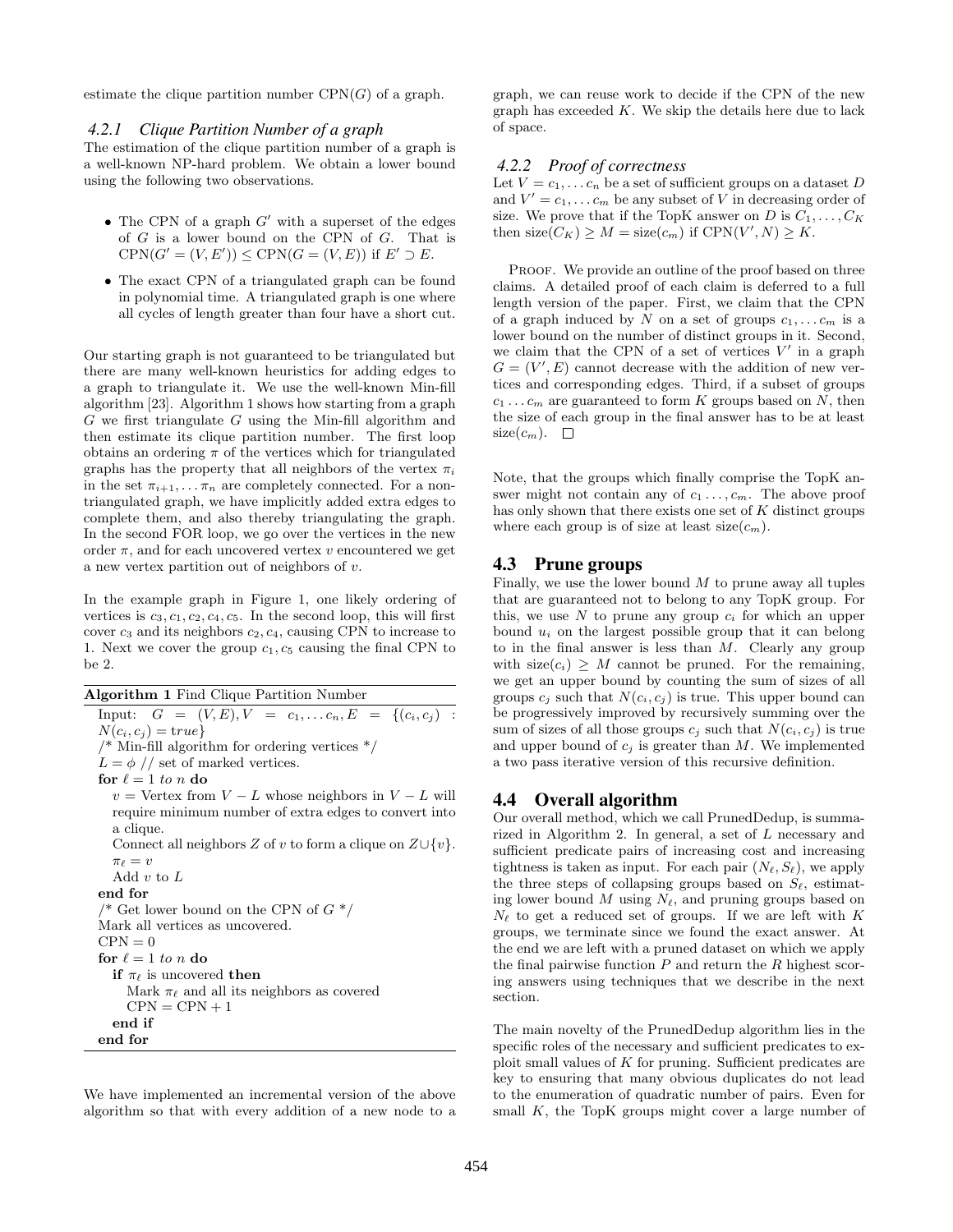estimate the clique partition number CPN($G$) of a graph.

### 4.2.1 Clique Partition Number of a graph

The estimation of the clique partition number of a graph is a well-known NP-hard problem. We obtain a lower bound using the following two observations.

- The CPN of a graph $G'$ with a superset of the edges of $G$ is a lower bound on the CPN of $G$. That is $\text{CPN}(G' = (V, E')) \leq \text{CPN}(G = (V, E))$ if $E' \supset E$.
- The exact CPN of a triangulated graph can be found in polynomial time. A triangulated graph is one where all cycles of length greater than four have a short cut.

Our starting graph is not guaranteed to be triangulated but there are many well-known heuristics for adding edges to a graph to triangulate it. We use the well-known Min-fill algorithm [23]. Algorithm 1 shows how starting from a graph $G$ we first triangulate $G$ using the Min-fill algorithm and then estimate its clique partition number. The first loop obtains an ordering $\pi$ of the vertices which for triangulated graphs has the property that all neighbors of the vertex $\pi_i$ in the set $\pi_{i+1}, \ldots \pi_n$ are completely connected. For a non-triangulated graph, we have implicitly added extra edges to complete them, and also thereby triangulating the graph. In the second FOR loop, we go over the vertices in the new order $\pi$, and for each uncovered vertex $v$ encountered we get a new vertex partition out of neighbors of $v$.

In the example graph in Figure 1, one likely ordering of vertices is $c_3, c_1, c_2, c_4, c_5$. In the second loop, this will first cover $c_3$ and its neighbors $c_2, c_4$, causing CPN to increase to 1. Next we cover the group $c_1, c_5$ causing the final CPN to be 2.

**Algorithm 1** Find Clique Partition Number

```
Input: G = (V,E), V = c_1,...c_n, E = {(c_i,c_j) : N(c_i,c_j) = true}
/* Min-fill algorithm for ordering vertices */
L = φ // set of marked vertices.
for ℓ = 1 to n do
   v = Vertex from V − L whose neighbors in V − L will
   require minimum number of extra edges to convert into
   a clique.
   Connect all neighbors Z of v to form a clique on Z∪{v}.
   π_ℓ = v
   Add v to L
end for
/* Get lower bound on the CPN of G */
Mark all vertices as uncovered.
CPN = 0
for ℓ = 1 to n do
   if π_ℓ is uncovered then
      Mark π_ℓ and all its neighbors as covered
      CPN = CPN + 1
   end if
end for
```

We have implemented an incremental version of the above algorithm so that with every addition of a new node to a graph, we can reuse work to decide if the CPN of the new graph has exceeded $K$. We skip the details here due to lack of space.

### 4.2.2 Proof of correctness

Let $V = c_1, \ldots c_n$ be a set of sufficient groups on a dataset $D$ and $V' = c_1, \ldots c_m$ be any subset of $V$ in decreasing order of size. We prove that if the TopK answer on $D$ is $C_1, \ldots, C_K$ then $\text{size}(C_K) \geq M = \text{size}(c_m)$ if $\text{CPN}(V', N) \geq K$.

PROOF. We provide an outline of the proof based on three claims. A detailed proof of each claim is deferred to a full length version of the paper. First, we claim that the CPN of a graph induced by $N$ on a set of groups $c_1, \ldots c_m$ is a lower bound on the number of distinct groups in it. Second, we claim that the CPN of a set of vertices $V'$ in a graph $G = (V', E)$ cannot decrease with the addition of new vertices and corresponding edges. Third, if a subset of groups $c_1 \ldots c_m$ are guaranteed to form $K$ groups based on $N$, then the size of each group in the final answer has to be at least $\text{size}(c_m)$. □

Note, that the groups which finally comprise the TopK answer might not contain any of $c_1 \ldots, c_m$. The above proof has only shown that there exists one set of $K$ distinct groups where each group is of size at least $\text{size}(c_m)$.

## 4.3 Prune groups

Finally, we use the lower bound $M$ to prune away all tuples that are guaranteed not to belong to any TopK group. For this, we use $N$ to prune any group $c_i$ for which an upper bound $u_i$ on the largest possible group that it can belong to in the final answer is less than $M$. Clearly any group with $\text{size}(c_i) \geq M$ cannot be pruned. For the remaining, we get an upper bound by counting the sum of sizes of all groups $c_j$ such that $N(c_i, c_j)$ is true. This upper bound can be progressively improved by recursively summing over the sum of sizes of all those groups $c_j$ such that $N(c_i, c_j)$ is true and upper bound of $c_j$ is greater than $M$. We implemented a two pass iterative version of this recursive definition.

## 4.4 Overall algorithm

Our overall method, which we call PrunedDedup, is summarized in Algorithm 2. In general, a set of $L$ necessary and sufficient predicate pairs of increasing cost and increasing tightness is taken as input. For each pair $(N_\ell, S_\ell)$, we apply the three steps of collapsing groups based on $S_\ell$, estimating lower bound $M$ using $N_\ell$, and pruning groups based on $N_\ell$ to get a reduced set of groups. If we are left with $K$ groups, we terminate since we found the exact answer. At the end we are left with a pruned dataset on which we apply the final pairwise function $P$ and return the $R$ highest scoring answers using techniques that we describe in the next section.

The main novelty of the PrunedDedup algorithm lies in the specific roles of the necessary and sufficient predicates to exploit small values of $K$ for pruning. Sufficient predicates are key to ensuring that many obvious duplicates do not lead to the enumeration of quadratic number of pairs. Even for small $K$, the TopK groups might cover a large number of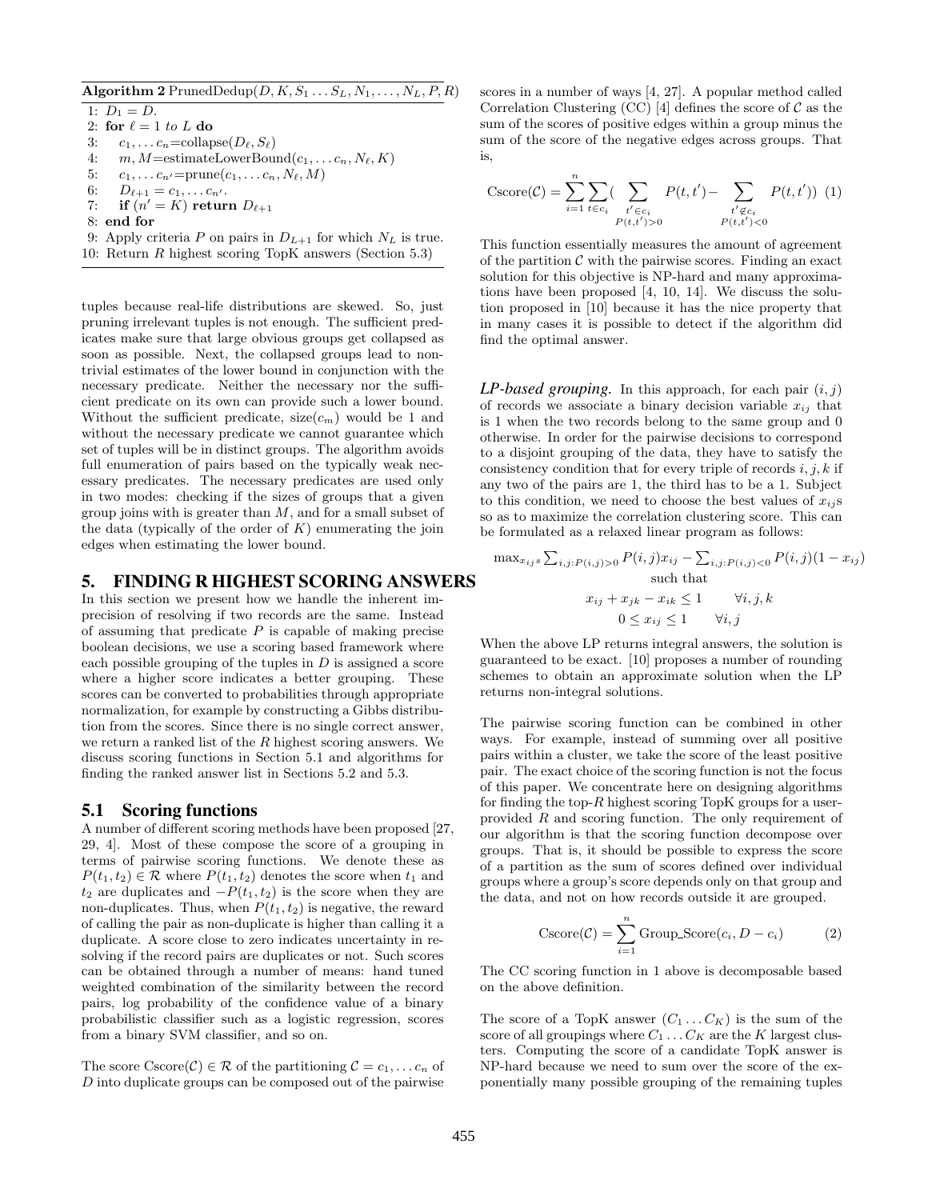**Algorithm 2** PrunedDedup($D, K, S_1 \dots S_L, N_1, \dots, N_L, P, R$)

```
1: D_1 = D.
2: for ℓ = 1 to L do
3:    c_1,...c_n = collapse(D_ℓ, S_ℓ)
4:    m, M = estimateLowerBound(c_1,...c_n, N_ℓ, K)
5:    c_1,...c_n' = prune(c_1,...c_n, N_ℓ, M)
6:    D_{ℓ+1} = c_1,...c_n'.
7:    if (n' = K) return D_{ℓ+1}
8: end for
9: Apply criteria P on pairs in D_{L+1} for which N_L is true.
10: Return R highest scoring TopK answers (Section 5.3)
```

tuples because real-life distributions are skewed. So, just pruning irrelevant tuples is not enough. The sufficient predicates make sure that large obvious groups get collapsed as soon as possible. Next, the collapsed groups lead to non-trivial estimates of the lower bound in conjunction with the necessary predicate. Neither the necessary nor the sufficient predicate on its own can provide such a lower bound. Without the sufficient predicate, size($c_m$) would be 1 and without the necessary predicate we cannot guarantee which set of tuples will be in distinct groups. The algorithm avoids full enumeration of pairs based on the typically weak necessary predicates. The necessary predicates are used only in two modes: checking if the sizes of groups that a given group joins with is greater than $M$, and for a small subset of the data (typically of the order of $K$) enumerating the join edges when estimating the lower bound.

## 5. FINDING R HIGHEST SCORING ANSWERS

In this section we present how we handle the inherent imprecision of resolving if two records are the same. Instead of assuming that predicate $P$ is capable of making precise boolean decisions, we use a scoring based framework where each possible grouping of the tuples in $D$ is assigned a score where a higher score indicates a better grouping. These scores can be converted to probabilities through appropriate normalization, for example by constructing a Gibbs distribution from the scores. Since there is no single correct answer, we return a ranked list of the $R$ highest scoring answers. We discuss scoring functions in Section 5.1 and algorithms for finding the ranked answer list in Sections 5.2 and 5.3.

### 5.1 Scoring functions

A number of different scoring methods have been proposed [27, 29, 4]. Most of these compose the score of a grouping in terms of pairwise scoring functions. We denote these as $P(t_1, t_2) \in \mathcal{R}$ where $P(t_1, t_2)$ denotes the score when $t_1$ and $t_2$ are duplicates and $-P(t_1, t_2)$ is the score when they are non-duplicates. Thus, when $P(t_1, t_2)$ is negative, the reward of calling the pair as non-duplicate is higher than calling it a duplicate. A score close to zero indicates uncertainty in resolving if the record pairs are duplicates or not. Such scores can be obtained through a number of means: hand tuned weighted combination of the similarity between the record pairs, log probability of the confidence value of a binary probabilistic classifier such as a logistic regression, scores from a binary SVM classifier, and so on.

The score $\text{Cscore}(\mathcal{C}) \in \mathcal{R}$ of the partitioning $\mathcal{C} = c_1, \dots c_n$ of $D$ into duplicate groups can be composed out of the pairwise scores in a number of ways [4, 27]. A popular method called Correlation Clustering (CC) [4] defines the score of $\mathcal{C}$ as the sum of the scores of positive edges within a group minus the sum of the score of the negative edges across groups. That is,

$$\text{Cscore}(\mathcal{C}) = \sum_{i=1}^{n} \sum_{t \in c_i} \Big( \sum_{\substack{t' \in c_i \\ P(t,t')>0}} P(t,t') - \sum_{\substack{t' \notin c_i \\ P(t,t')<0}} P(t,t') \Big) \quad (1)$$

This function essentially measures the amount of agreement of the partition $\mathcal{C}$ with the pairwise scores. Finding an exact solution for this objective is NP-hard and many approximations have been proposed [4, 10, 14]. We discuss the solution proposed in [10] because it has the nice property that in many cases it is possible to detect if the algorithm did find the optimal answer.

***LP-based grouping.*** In this approach, for each pair $(i, j)$ of records we associate a binary decision variable $x_{ij}$ that is 1 when the two records belong to the same group and 0 otherwise. In order for the pairwise decisions to correspond to a disjoint grouping of the data, they have to satisfy the consistency condition that for every triple of records $i, j, k$ if any two of the pairs are 1, the third has to be a 1. Subject to this condition, we need to choose the best values of $x_{ij}$s so as to maximize the correlation clustering score. This can be formulated as a relaxed linear program as follows:

$$\max_{x_{ij}s} \sum_{i,j:P(i,j)>0} P(i,j)x_{ij} - \sum_{i,j:P(i,j)<0} P(i,j)(1 - x_{ij})$$
$$\text{such that}$$
$$x_{ij} + x_{jk} - x_{ik} \leq 1 \qquad \forall i, j, k$$
$$0 \leq x_{ij} \leq 1 \qquad \forall i, j$$

When the above LP returns integral answers, the solution is guaranteed to be exact. [10] proposes a number of rounding schemes to obtain an approximate solution when the LP returns non-integral solutions.

The pairwise scoring function can be combined in other ways. For example, instead of summing over all positive pairs within a cluster, we take the score of the least positive pair. The exact choice of the scoring function is not the focus of this paper. We concentrate here on designing algorithms for finding the top-$R$ highest scoring TopK groups for a user-provided $R$ and scoring function. The only requirement of our algorithm is that the scoring function decompose over groups. That is, it should be possible to express the score of a partition as the sum of scores defined over individual groups where a group's score depends only on that group and the data, and not on how records outside it are grouped.

$$\text{Cscore}(\mathcal{C}) = \sum_{i=1}^{n} \text{Group\_Score}(c_i, D - c_i) \quad (2)$$

The CC scoring function in 1 above is decomposable based on the above definition.

The score of a TopK answer $(C_1 \dots C_K)$ is the sum of the score of all groupings where $C_1 \dots C_K$ are the $K$ largest clusters. Computing the score of a candidate TopK answer is NP-hard because we need to sum over the score of the exponentially many possible grouping of the remaining tuples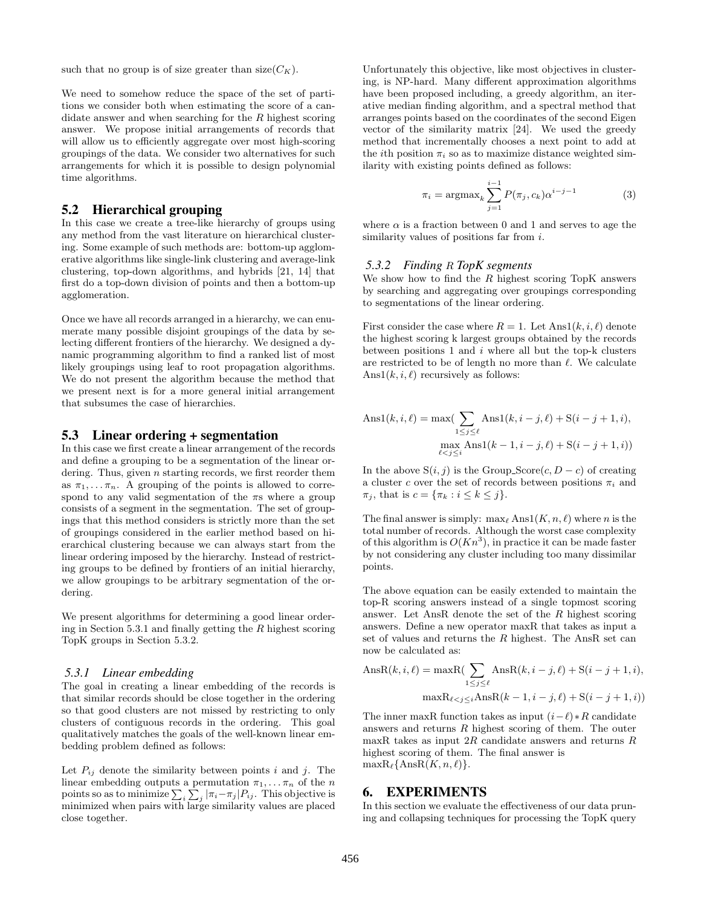such that no group is of size greater than $\text{size}(C_K)$.

We need to somehow reduce the space of the set of partitions we consider both when estimating the score of a candidate answer and when searching for the $R$ highest scoring answer. We propose initial arrangements of records that will allow us to efficiently aggregate over most high-scoring groupings of the data. We consider two alternatives for such arrangements for which it is possible to design polynomial time algorithms.

## 5.2 Hierarchical grouping

In this case we create a tree-like hierarchy of groups using any method from the vast literature on hierarchical clustering. Some example of such methods are: bottom-up agglomerative algorithms like single-link clustering and average-link clustering, top-down algorithms, and hybrids [21, 14] that first do a top-down division of points and then a bottom-up agglomeration.

Once we have all records arranged in a hierarchy, we can enumerate many possible disjoint groupings of the data by selecting different frontiers of the hierarchy. We designed a dynamic programming algorithm to find a ranked list of most likely groupings using leaf to root propagation algorithms. We do not present the algorithm because the method that we present next is for a more general initial arrangement that subsumes the case of hierarchies.

## 5.3 Linear ordering + segmentation

In this case we first create a linear arrangement of the records and define a grouping to be a segmentation of the linear ordering. Thus, given $n$ starting records, we first reorder them as $\pi_1, \ldots \pi_n$. A grouping of the points is allowed to correspond to any valid segmentation of the $\pi$s where a group consists of a segment in the segmentation. The set of groupings that this method considers is strictly more than the set of groupings considered in the earlier method based on hierarchical clustering because we can always start from the linear ordering imposed by the hierarchy. Instead of restricting groups to be defined by frontiers of an initial hierarchy, we allow groupings to be arbitrary segmentation of the ordering.

We present algorithms for determining a good linear ordering in Section 5.3.1 and finally getting the $R$ highest scoring TopK groups in Section 5.3.2.

### 5.3.1 Linear embedding

The goal in creating a linear embedding of the records is that similar records should be close together in the ordering so that good clusters are not missed by restricting to only clusters of contiguous records in the ordering. This goal qualitatively matches the goals of the well-known linear embedding problem defined as follows:

Let $P_{ij}$ denote the similarity between points $i$ and $j$. The linear embedding outputs a permutation $\pi_1, \ldots \pi_n$ of the $n$ points so as to minimize $\sum_i \sum_j |\pi_i - \pi_j| P_{ij}$. This objective is minimized when pairs with large similarity values are placed close together.

Unfortunately this objective, like most objectives in clustering, is NP-hard. Many different approximation algorithms have been proposed including, a greedy algorithm, an iterative median finding algorithm, and a spectral method that arranges points based on the coordinates of the second Eigen vector of the similarity matrix [24]. We used the greedy method that incrementally chooses a next point to add at the $i$th position $\pi_i$ so as to maximize distance weighted similarity with existing points defined as follows:

$$\pi_i = \text{argmax}_k \sum_{j=1}^{i-1} P(\pi_j, c_k) \alpha^{i-j-1} \tag{3}$$

where $\alpha$ is a fraction between 0 and 1 and serves to age the similarity values of positions far from $i$.

### 5.3.2 Finding $R$ TopK segments

We show how to find the $R$ highest scoring TopK answers by searching and aggregating over groupings corresponding to segmentations of the linear ordering.

First consider the case where $R = 1$. Let $\text{Ans1}(k, i, \ell)$ denote the highest scoring k largest groups obtained by the records between positions 1 and $i$ where all but the top-k clusters are restricted to be of length no more than $\ell$. We calculate $\text{Ans1}(k, i, \ell)$ recursively as follows:

$$\text{Ans1}(k, i, \ell) = \max\Big(\sum_{1 \leq j \leq \ell} \text{Ans1}(k, i-j, \ell) + \text{S}(i-j+1, i), \\ \max_{\ell < j \leq i} \text{Ans1}(k-1, i-j, \ell) + \text{S}(i-j+1, i)\Big)$$

In the above $\text{S}(i, j)$ is the Group_Score$(c, D - c)$ of creating a cluster $c$ over the set of records between positions $\pi_i$ and $\pi_j$, that is $c = \{\pi_k : i \leq k \leq j\}$.

The final answer is simply: $\max_\ell \text{Ans1}(K, n, \ell)$ where $n$ is the total number of records. Although the worst case complexity of this algorithm is $O(Kn^3)$, in practice it can be made faster by not considering any cluster including too many dissimilar points.

The above equation can be easily extended to maintain the top-R scoring answers instead of a single topmost scoring answer. Let AnsR denote the set of the $R$ highest scoring answers. Define a new operator maxR that takes as input a set of values and returns the $R$ highest. The AnsR set can now be calculated as:

$$\text{AnsR}(k, i, \ell) = \text{maxR}\Big(\sum_{1 \leq j \leq \ell} \text{AnsR}(k, i-j, \ell) + \text{S}(i-j+1, i), \\ \text{maxR}_{\ell < j \leq i} \text{AnsR}(k-1, i-j, \ell) + \text{S}(i-j+1, i)\Big)$$

The inner maxR function takes as input $(i-\ell) * R$ candidate answers and returns $R$ highest scoring of them. The outer maxR takes as input $2R$ candidate answers and returns $R$ highest scoring of them. The final answer is $\text{maxR}_\ell\{\text{AnsR}(K, n, \ell)\}$.

# 6. EXPERIMENTS

In this section we evaluate the effectiveness of our data pruning and collapsing techniques for processing the TopK query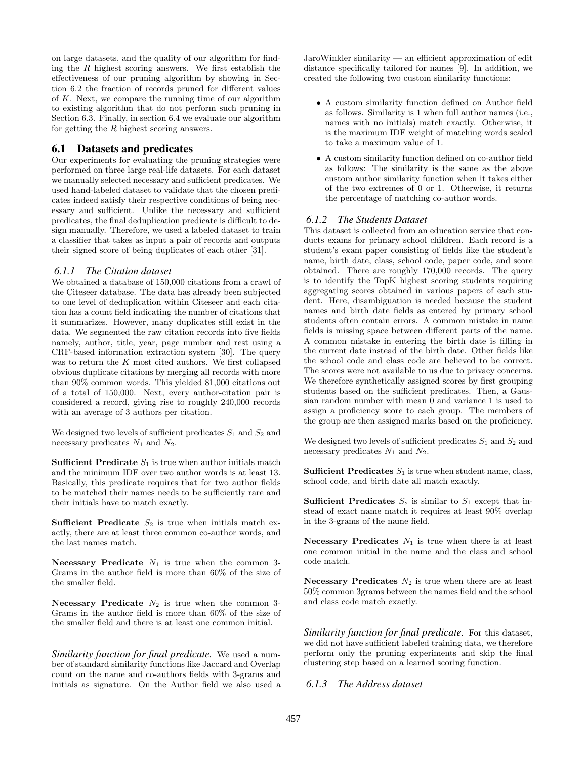on large datasets, and the quality of our algorithm for finding the $R$ highest scoring answers. We first establish the effectiveness of our pruning algorithm by showing in Section 6.2 the fraction of records pruned for different values of $K$. Next, we compare the running time of our algorithm to existing algorithm that do not perform such pruning in Section 6.3. Finally, in section 6.4 we evaluate our algorithm for getting the $R$ highest scoring answers.

## 6.1 Datasets and predicates

Our experiments for evaluating the pruning strategies were performed on three large real-life datasets. For each dataset we manually selected necessary and sufficient predicates. We used hand-labeled dataset to validate that the chosen predicates indeed satisfy their respective conditions of being necessary and sufficient. Unlike the necessary and sufficient predicates, the final deduplication predicate is difficult to design manually. Therefore, we used a labeled dataset to train a classifier that takes as input a pair of records and outputs their signed score of being duplicates of each other [31].

### 6.1.1 The Citation dataset

We obtained a database of 150,000 citations from a crawl of the Citeseer database. The data has already been subjected to one level of deduplication within Citeseer and each citation has a count field indicating the number of citations that it summarizes. However, many duplicates still exist in the data. We segmented the raw citation records into five fields namely, author, title, year, page number and rest using a CRF-based information extraction system [30]. The query was to return the $K$ most cited authors. We first collapsed obvious duplicate citations by merging all records with more than 90% common words. This yielded 81,000 citations out of a total of 150,000. Next, every author-citation pair is considered a record, giving rise to roughly 240,000 records with an average of 3 authors per citation.

We designed two levels of sufficient predicates $S_1$ and $S_2$ and necessary predicates $N_1$ and $N_2$.

**Sufficient Predicate** $S_1$ is true when author initials match and the minimum IDF over two author words is at least 13. Basically, this predicate requires that for two author fields to be matched their names needs to be sufficiently rare and their initials have to match exactly.

**Sufficient Predicate** $S_2$ is true when initials match exactly, there are at least three common co-author words, and the last names match.

**Necessary Predicate** $N_1$ is true when the common 3-Grams in the author field is more than 60% of the size of the smaller field.

**Necessary Predicate** $N_2$ is true when the common 3-Grams in the author field is more than 60% of the size of the smaller field and there is at least one common initial.

***Similarity function for final predicate.*** We used a number of standard similarity functions like Jaccard and Overlap count on the name and co-authors fields with 3-grams and initials as signature. On the Author field we also used a JaroWinkler similarity — an efficient approximation of edit distance specifically tailored for names [9]. In addition, we created the following two custom similarity functions:

- A custom similarity function defined on Author field as follows. Similarity is 1 when full author names (i.e., names with no initials) match exactly. Otherwise, it is the maximum IDF weight of matching words scaled to take a maximum value of 1.
- A custom similarity function defined on co-author field as follows: The similarity is the same as the above custom author similarity function when it takes either of the two extremes of 0 or 1. Otherwise, it returns the percentage of matching co-author words.

### 6.1.2 The Students Dataset

This dataset is collected from an education service that conducts exams for primary school children. Each record is a student's exam paper consisting of fields like the student's name, birth date, class, school code, paper code, and score obtained. There are roughly 170,000 records. The query is to identify the TopK highest scoring students requiring aggregating scores obtained in various papers of each student. Here, disambiguation is needed because the student names and birth date fields as entered by primary school students often contain errors. A common mistake in name fields is missing space between different parts of the name. A common mistake in entering the birth date is filling in the current date instead of the birth date. Other fields like the school code and class code are believed to be correct. The scores were not available to us due to privacy concerns. We therefore synthetically assigned scores by first grouping students based on the sufficient predicates. Then, a Gaussian random number with mean 0 and variance 1 is used to assign a proficiency score to each group. The members of the group are then assigned marks based on the proficiency.

We designed two levels of sufficient predicates $S_1$ and $S_2$ and necessary predicates $N_1$ and $N_2$.

**Sufficient Predicates** $S_1$ is true when student name, class, school code, and birth date all match exactly.

**Sufficient Predicates** $S_s$ is similar to $S_1$ except that instead of exact name match it requires at least 90% overlap in the 3-grams of the name field.

**Necessary Predicates** $N_1$ is true when there is at least one common initial in the name and the class and school code match.

**Necessary Predicates** $N_2$ is true when there are at least 50% common 3grams between the names field and the school and class code match exactly.

***Similarity function for final predicate.*** For this dataset, we did not have sufficient labeled training data, we therefore perform only the pruning experiments and skip the final clustering step based on a learned scoring function.

### 6.1.3 The Address dataset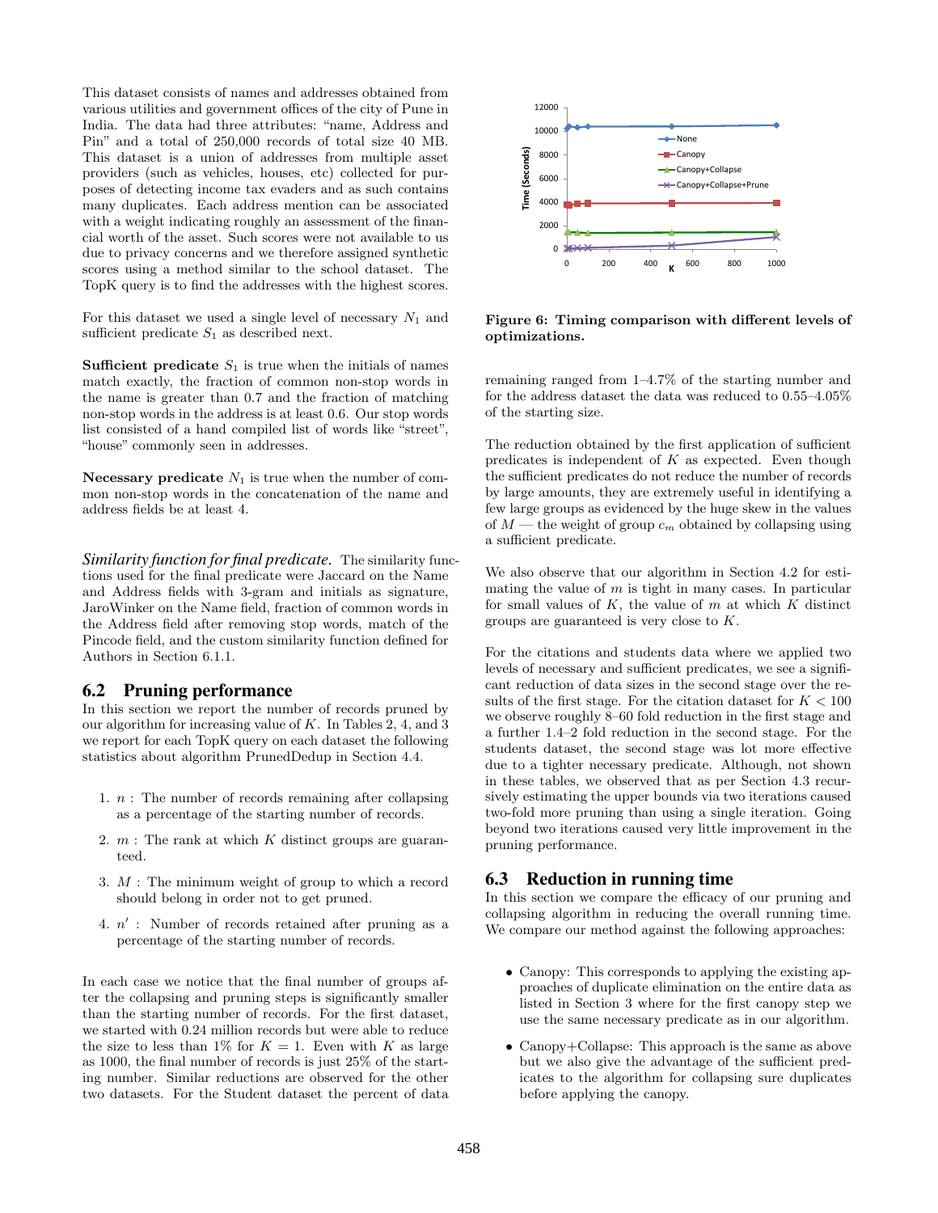This dataset consists of names and addresses obtained from various utilities and government offices of the city of Pune in India. The data had three attributes: "name, Address and Pin" and a total of 250,000 records of total size 40 MB. This dataset is a union of addresses from multiple asset providers (such as vehicles, houses, etc) collected for purposes of detecting income tax evaders and as such contains many duplicates. Each address mention can be associated with a weight indicating roughly an assessment of the financial worth of the asset. Such scores were not available to us due to privacy concerns and we therefore assigned synthetic scores using a method similar to the school dataset. The TopK query is to find the addresses with the highest scores.

For this dataset we used a single level of necessary $N_1$ and sufficient predicate $S_1$ as described next.

**Sufficient predicate** $S_1$ is true when the initials of names match exactly, the fraction of common non-stop words in the name is greater than 0.7 and the fraction of matching non-stop words in the address is at least 0.6. Our stop words list consisted of a hand compiled list of words like "street", "house" commonly seen in addresses.

**Necessary predicate** $N_1$ is true when the number of common non-stop words in the concatenation of the name and address fields be at least 4.

***Similarity function for final predicate.*** The similarity functions used for the final predicate were Jaccard on the Name and Address fields with 3-gram and initials as signature, JaroWinker on the Name field, fraction of common words in the Address field after removing stop words, match of the Pincode field, and the custom similarity function defined for Authors in Section 6.1.1.

## 6.2 Pruning performance

In this section we report the number of records pruned by our algorithm for increasing value of $K$. In Tables 2, 4, and 3 we report for each TopK query on each dataset the following statistics about algorithm PrunedDedup in Section 4.4.

1. $n$ : The number of records remaining after collapsing as a percentage of the starting number of records.
2. $m$ : The rank at which $K$ distinct groups are guaranteed.
3. $M$ : The minimum weight of group to which a record should belong in order not to get pruned.
4. $n'$ : Number of records retained after pruning as a percentage of the starting number of records.

In each case we notice that the final number of groups after the collapsing and pruning steps is significantly smaller than the starting number of records. For the first dataset, we started with 0.24 million records but were able to reduce the size to less than 1% for $K = 1$. Even with $K$ as large as 1000, the final number of records is just 25% of the starting number. Similar reductions are observed for the other two datasets. For the Student dataset the percent of data remaining ranged from 1–4.7% of the starting number and for the address dataset the data was reduced to 0.55–4.05% of the starting size.

**Figure 6: Timing comparison with different levels of optimizations.**

The reduction obtained by the first application of sufficient predicates is independent of $K$ as expected. Even though the sufficient predicates do not reduce the number of records by large amounts, they are extremely useful in identifying a few large groups as evidenced by the huge skew in the values of $M$ — the weight of group $c_m$ obtained by collapsing using a sufficient predicate.

We also observe that our algorithm in Section 4.2 for estimating the value of $m$ is tight in many cases. In particular for small values of $K$, the value of $m$ at which $K$ distinct groups are guaranteed is very close to $K$.

For the citations and students data where we applied two levels of necessary and sufficient predicates, we see a significant reduction of data sizes in the second stage over the results of the first stage. For the citation dataset for $K < 100$ we observe roughly 8–60 fold reduction in the first stage and a further 1.4–2 fold reduction in the second stage. For the students dataset, the second stage was lot more effective due to a tighter necessary predicate. Although, not shown in these tables, we observed that as per Section 4.3 recursively estimating the upper bounds via two iterations caused two-fold more pruning than using a single iteration. Going beyond two iterations caused very little improvement in the pruning performance.

## 6.3 Reduction in running time

In this section we compare the efficacy of our pruning and collapsing algorithm in reducing the overall running time. We compare our method against the following approaches:

- Canopy: This corresponds to applying the existing approaches of duplicate elimination on the entire data as listed in Section 3 where for the first canopy step we use the same necessary predicate as in our algorithm.
- Canopy+Collapse: This approach is the same as above but we also give the advantage of the sufficient predicates to the algorithm for collapsing sure duplicates before applying the canopy.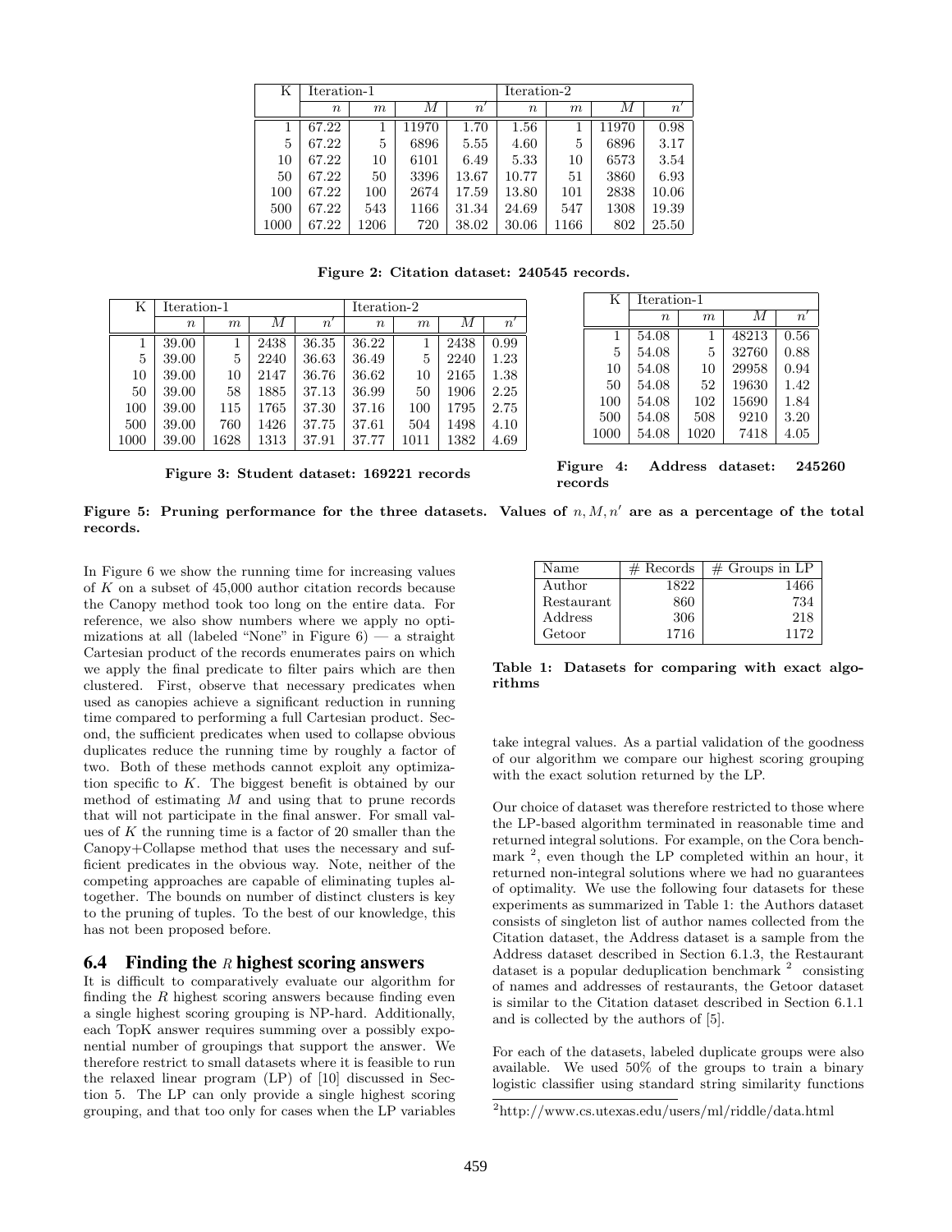| K | Iteration-1 | | | | Iteration-2 | | | |
|---|---|---|---|---|---|---|---|---|
| | $n$ | $m$ | $M$ | $n'$ | $n$ | $m$ | $M$ | $n'$ |
| 1 | 67.22 | 1 | 11970 | 1.70 | 1.56 | 1 | 11970 | 0.98 |
| 5 | 67.22 | 5 | 6896 | 5.55 | 4.60 | 5 | 6896 | 3.17 |
| 10 | 67.22 | 10 | 6101 | 6.49 | 5.33 | 10 | 6573 | 3.54 |
| 50 | 67.22 | 50 | 3396 | 13.67 | 10.77 | 51 | 3860 | 6.93 |
| 100 | 67.22 | 100 | 2674 | 17.59 | 13.80 | 101 | 2838 | 10.06 |
| 500 | 67.22 | 543 | 1166 | 31.34 | 24.69 | 547 | 1308 | 19.39 |
| 1000 | 67.22 | 1206 | 720 | 38.02 | 30.06 | 1166 | 802 | 25.50 |

**Figure 2: Citation dataset: 240545 records.**

| K | Iteration-1 | | | | Iteration-2 | | | |
|---|---|---|---|---|---|---|---|---|
| | $n$ | $m$ | $M$ | $n'$ | $n$ | $m$ | $M$ | $n'$ |
| 1 | 39.00 | 1 | 2438 | 36.35 | 36.22 | 1 | 2438 | 0.99 |
| 5 | 39.00 | 5 | 2240 | 36.63 | 36.49 | 5 | 2240 | 1.23 |
| 10 | 39.00 | 10 | 2147 | 36.76 | 36.62 | 10 | 2165 | 1.38 |
| 50 | 39.00 | 58 | 1885 | 37.13 | 36.99 | 50 | 1906 | 2.25 |
| 100 | 39.00 | 115 | 1765 | 37.30 | 37.16 | 100 | 1795 | 2.75 |
| 500 | 39.00 | 760 | 1426 | 37.75 | 37.61 | 504 | 1498 | 4.10 |
| 1000 | 39.00 | 1628 | 1313 | 37.91 | 37.77 | 1011 | 1382 | 4.69 |

**Figure 3: Student dataset: 169221 records**

| K | Iteration-1 | | | |
|---|---|---|---|---|
| | $n$ | $m$ | $M$ | $n'$ |
| 1 | 54.08 | 1 | 48213 | 0.56 |
| 5 | 54.08 | 5 | 32760 | 0.88 |
| 10 | 54.08 | 10 | 29958 | 0.94 |
| 50 | 54.08 | 52 | 19630 | 1.42 |
| 100 | 54.08 | 102 | 15690 | 1.84 |
| 500 | 54.08 | 508 | 9210 | 3.20 |
| 1000 | 54.08 | 1020 | 7418 | 4.05 |

**Figure 4: Address dataset: 245260 records**

**Figure 5: Pruning performance for the three datasets. Values of $n, M, n'$ are as a percentage of the total records.**

In Figure 6 we show the running time for increasing values of $K$ on a subset of 45,000 author citation records because the Canopy method took too long on the entire data. For reference, we also show numbers where we apply no optimizations at all (labeled "None" in Figure 6) — a straight Cartesian product of the records enumerates pairs on which we apply the final predicate to filter pairs which are then clustered. First, observe that necessary predicates when used as canopies achieve a significant reduction in running time compared to performing a full Cartesian product. Second, the sufficient predicates when used to collapse obvious duplicates reduce the running time by roughly a factor of two. Both of these methods cannot exploit any optimization specific to $K$. The biggest benefit is obtained by our method of estimating $M$ and using that to prune records that will not participate in the final answer. For small values of $K$ the running time is a factor of 20 smaller than the Canopy+Collapse method that uses the necessary and sufficient predicates in the obvious way. Note, neither of the competing approaches are capable of eliminating tuples altogether. The bounds on number of distinct clusters is key to the pruning of tuples. To the best of our knowledge, this has not been proposed before.

### 6.4 Finding the $R$ highest scoring answers

It is difficult to comparatively evaluate our algorithm for finding the $R$ highest scoring answers because finding even a single highest scoring grouping is NP-hard. Additionally, each TopK answer requires summing over a possibly exponential number of groupings that support the answer. We therefore restrict to small datasets where it is feasible to run the relaxed linear program (LP) of [10] discussed in Section 5. The LP can only provide a single highest scoring grouping, and that too only for cases when the LP variables take integral values. As a partial validation of the goodness of our algorithm we compare our highest scoring grouping with the exact solution returned by the LP.

| Name | # Records | # Groups in LP |
|---|---|---|
| Author | 1822 | 1466 |
| Restaurant | 860 | 734 |
| Address | 306 | 218 |
| Getoor | 1716 | 1172 |

**Table 1: Datasets for comparing with exact algorithms**

Our choice of dataset was therefore restricted to those where the LP-based algorithm terminated in reasonable time and returned integral solutions. For example, on the Cora benchmark [2], even though the LP completed within an hour, it returned non-integral solutions where we had no guarantees of optimality. We use the following four datasets for these experiments as summarized in Table 1: the Authors dataset consists of singleton list of author names collected from the Citation dataset, the Address dataset is a sample from the Address dataset described in Section 6.1.3, the Restaurant dataset is a popular deduplication benchmark [2] consisting of names and addresses of restaurants, the Getoor dataset is similar to the Citation dataset described in Section 6.1.1 and is collected by the authors of [5].

For each of the datasets, labeled duplicate groups were also available. We used 50% of the groups to train a binary logistic classifier using standard string similarity functions

[2] http://www.cs.utexas.edu/users/ml/riddle/data.html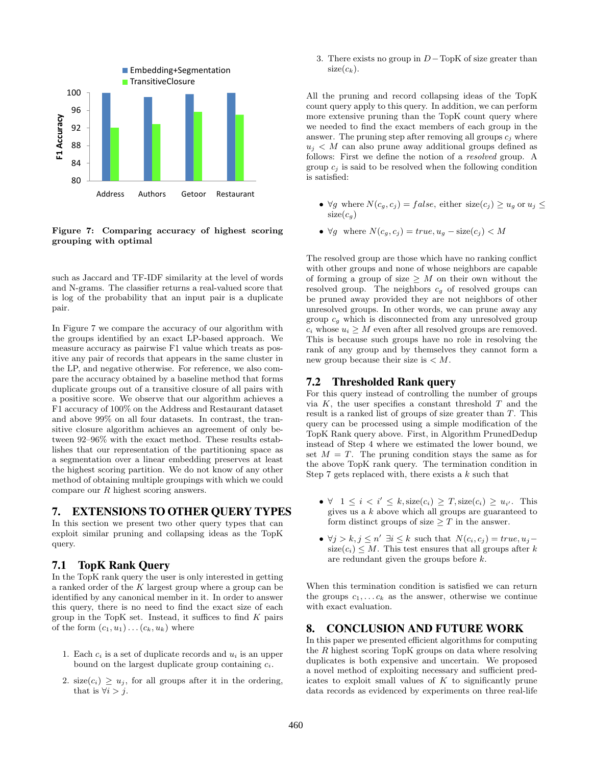Figure 7: Comparing accuracy of highest scoring grouping with optimal

such as Jaccard and TF-IDF similarity at the level of words and N-grams. The classifier returns a real-valued score that is log of the probability that an input pair is a duplicate pair.

In Figure 7 we compare the accuracy of our algorithm with the groups identified by an exact LP-based approach. We measure accuracy as pairwise F1 value which treats as positive any pair of records that appears in the same cluster in the LP, and negative otherwise. For reference, we also compare the accuracy obtained by a baseline method that forms duplicate groups out of a transitive closure of all pairs with a positive score. We observe that our algorithm achieves a F1 accuracy of 100% on the Address and Restaurant dataset and above 99% on all four datasets. In contrast, the transitive closure algorithm achieves an agreement of only between 92–96% with the exact method. These results establishes that our representation of the partitioning space as a segmentation over a linear embedding preserves at least the highest scoring partition. We do not know of any other method of obtaining multiple groupings with which we could compare our $R$ highest scoring answers.

# 7. EXTENSIONS TO OTHER QUERY TYPES

In this section we present two other query types that can exploit similar pruning and collapsing ideas as the TopK query.

## 7.1 TopK Rank Query

In the TopK rank query the user is only interested in getting a ranked order of the $K$ largest group where a group can be identified by any canonical member in it. In order to answer this query, there is no need to find the exact size of each group in the TopK set. Instead, it suffices to find $K$ pairs of the form $(c_1, u_1) \ldots (c_k, u_k)$ where

1. Each $c_i$ is a set of duplicate records and $u_i$ is an upper bound on the largest duplicate group containing $c_i$.
2. $\text{size}(c_i) \geq u_j$, for all groups after it in the ordering, that is $\forall i > j$.
3. There exists no group in $D -$ TopK of size greater than $\text{size}(c_k)$.

All the pruning and record collapsing ideas of the TopK count query apply to this query. In addition, we can perform more extensive pruning than the TopK count query where we needed to find the exact members of each group in the answer. The pruning step after removing all groups $c_j$ where $u_j < M$ can also prune away additional groups defined as follows: First we define the notion of a *resolved* group. A group $c_j$ is said to be resolved when the following condition is satisfied:

- $\forall g$ where $N(c_g, c_j) = false$, either $\text{size}(c_j) \geq u_g$ or $u_j \leq \text{size}(c_g)$
- $\forall g$ where $N(c_g, c_j) = true, u_g - \text{size}(c_j) < M$

The resolved group are those which have no ranking conflict with other groups and none of whose neighbors are capable of forming a group of size $\geq M$ on their own without the resolved group. The neighbors $c_g$ of resolved groups can be pruned away provided they are not neighbors of other unresolved groups. In other words, we can prune away any group $c_g$ which is disconnected from any unresolved group $c_i$ whose $u_i \geq M$ even after all resolved groups are removed. This is because such groups have no role in resolving the rank of any group and by themselves they cannot form a new group because their size is $< M$.

## 7.2 Thresholded Rank query

For this query instead of controlling the number of groups via $K$, the user specifies a constant threshold $T$ and the result is a ranked list of groups of size greater than $T$. This query can be processed using a simple modification of the TopK Rank query above. First, in Algorithm PrunedDedup instead of Step 4 where we estimated the lower bound, we set $M = T$. The pruning condition stays the same as for the above TopK rank query. The termination condition in Step 7 gets replaced with, there exists a $k$ such that

- $\forall \quad 1 \leq i < i' \leq k, \text{size}(c_i) \geq T, \text{size}(c_i) \geq u_{i'}$. This gives us a $k$ above which all groups are guaranteed to form distinct groups of size $\geq T$ in the answer.
- $\forall j > k, j \leq n' \; \exists i \leq k$ such that $N(c_i, c_j) = true, u_j - \text{size}(c_i) \leq M$. This test ensures that all groups after $k$ are redundant given the groups before $k$.

When this termination condition is satisfied we can return the groups $c_1, \ldots c_k$ as the answer, otherwise we continue with exact evaluation.

# 8. CONCLUSION AND FUTURE WORK

In this paper we presented efficient algorithms for computing the $R$ highest scoring TopK groups on data where resolving duplicates is both expensive and uncertain. We proposed a novel method of exploiting necessary and sufficient predicates to exploit small values of $K$ to significantly prune data records as evidenced by experiments on three real-life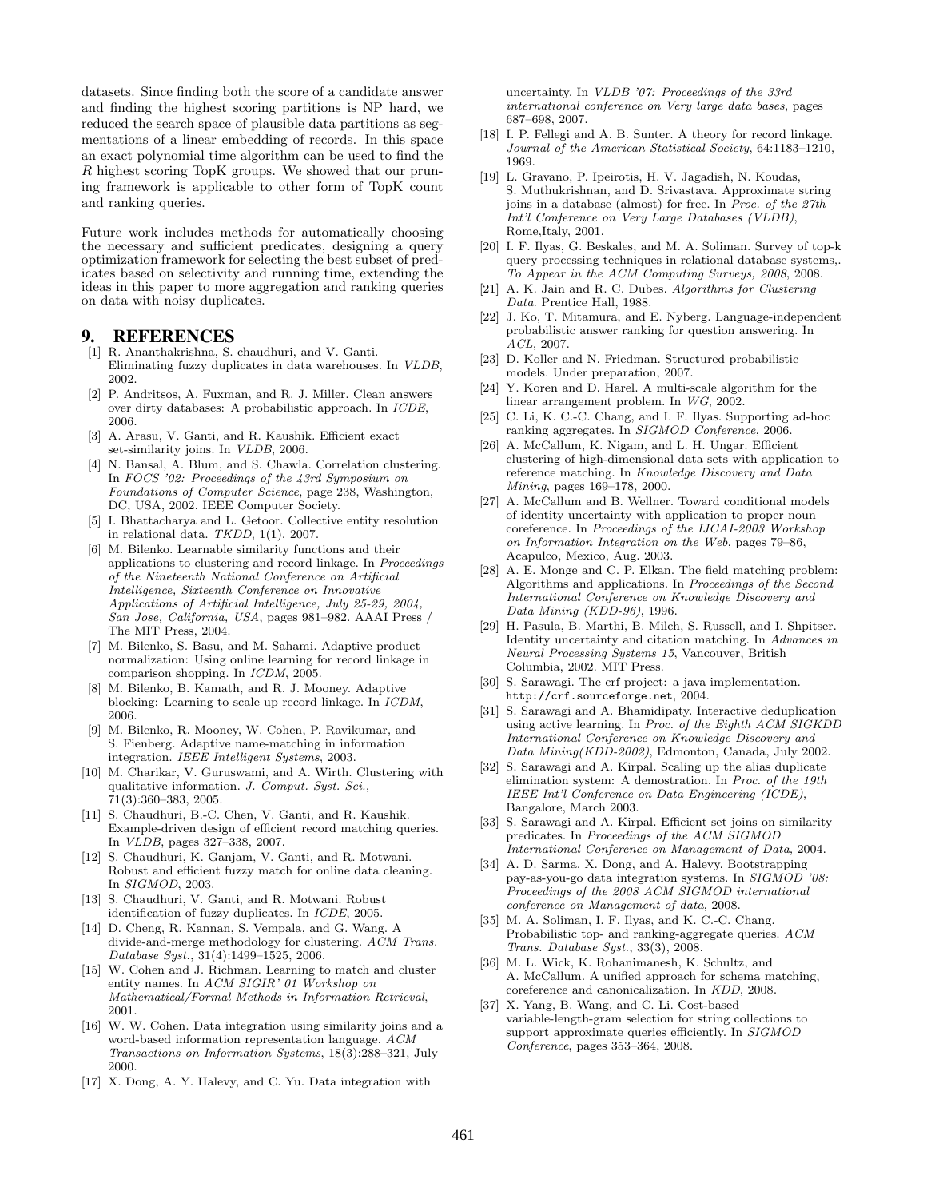datasets. Since finding both the score of a candidate answer and finding the highest scoring partitions is NP hard, we reduced the search space of plausible data partitions as segmentations of a linear embedding of records. In this space an exact polynomial time algorithm can be used to find the $R$ highest scoring TopK groups. We showed that our pruning framework is applicable to other form of TopK count and ranking queries.

Future work includes methods for automatically choosing the necessary and sufficient predicates, designing a query optimization framework for selecting the best subset of predicates based on selectivity and running time, extending the ideas in this paper to more aggregation and ranking queries on data with noisy duplicates.

## 9. REFERENCES

- [1] R. Ananthakrishna, S. chaudhuri, and V. Ganti. Eliminating fuzzy duplicates in data warehouses. In *VLDB*, 2002.
- [2] P. Andritsos, A. Fuxman, and R. J. Miller. Clean answers over dirty databases: A probabilistic approach. In *ICDE*, 2006.
- [3] A. Arasu, V. Ganti, and R. Kaushik. Efficient exact set-similarity joins. In *VLDB*, 2006.
- [4] N. Bansal, A. Blum, and S. Chawla. Correlation clustering. In *FOCS '02: Proceedings of the 43rd Symposium on Foundations of Computer Science*, page 238, Washington, DC, USA, 2002. IEEE Computer Society.
- [5] I. Bhattacharya and L. Getoor. Collective entity resolution in relational data. *TKDD*, 1(1), 2007.
- [6] M. Bilenko. Learnable similarity functions and their applications to clustering and record linkage. In *Proceedings of the Nineteenth National Conference on Artificial Intelligence, Sixteenth Conference on Innovative Applications of Artificial Intelligence, July 25-29, 2004, San Jose, California, USA*, pages 981–982. AAAI Press / The MIT Press, 2004.
- [7] M. Bilenko, S. Basu, and M. Sahami. Adaptive product normalization: Using online learning for record linkage in comparison shopping. In *ICDM*, 2005.
- [8] M. Bilenko, B. Kamath, and R. J. Mooney. Adaptive blocking: Learning to scale up record linkage. In *ICDM*, 2006.
- [9] M. Bilenko, R. Mooney, W. Cohen, P. Ravikumar, and S. Fienberg. Adaptive name-matching in information integration. *IEEE Intelligent Systems*, 2003.
- [10] M. Charikar, V. Guruswami, and A. Wirth. Clustering with qualitative information. *J. Comput. Syst. Sci.*, 71(3):360–383, 2005.
- [11] S. Chaudhuri, B.-C. Chen, V. Ganti, and R. Kaushik. Example-driven design of efficient record matching queries. In *VLDB*, pages 327–338, 2007.
- [12] S. Chaudhuri, K. Ganjam, V. Ganti, and R. Motwani. Robust and efficient fuzzy match for online data cleaning. In *SIGMOD*, 2003.
- [13] S. Chaudhuri, V. Ganti, and R. Motwani. Robust identification of fuzzy duplicates. In *ICDE*, 2005.
- [14] D. Cheng, R. Kannan, S. Vempala, and G. Wang. A divide-and-merge methodology for clustering. *ACM Trans. Database Syst.*, 31(4):1499–1525, 2006.
- [15] W. Cohen and J. Richman. Learning to match and cluster entity names. In *ACM SIGIR' 01 Workshop on Mathematical/Formal Methods in Information Retrieval*, 2001.
- [16] W. W. Cohen. Data integration using similarity joins and a word-based information representation language. *ACM Transactions on Information Systems*, 18(3):288–321, July 2000.
- [17] X. Dong, A. Y. Halevy, and C. Yu. Data integration with uncertainty. In *VLDB '07: Proceedings of the 33rd international conference on Very large data bases*, pages 687–698, 2007.
- [18] I. P. Fellegi and A. B. Sunter. A theory for record linkage. *Journal of the American Statistical Society*, 64:1183–1210, 1969.
- [19] L. Gravano, P. Ipeirotis, H. V. Jagadish, N. Koudas, S. Muthukrishnan, and D. Srivastava. Approximate string joins in a database (almost) for free. In *Proc. of the 27th Int'l Conference on Very Large Databases (VLDB)*, Rome,Italy, 2001.
- [20] I. F. Ilyas, G. Beskales, and M. A. Soliman. Survey of top-k query processing techniques in relational database systems,. *To Appear in the ACM Computing Surveys, 2008*, 2008.
- [21] A. K. Jain and R. C. Dubes. *Algorithms for Clustering Data*. Prentice Hall, 1988.
- [22] J. Ko, T. Mitamura, and E. Nyberg. Language-independent probabilistic answer ranking for question answering. In *ACL*, 2007.
- [23] D. Koller and N. Friedman. Structured probabilistic models. Under preparation, 2007.
- [24] Y. Koren and D. Harel. A multi-scale algorithm for the linear arrangement problem. In *WG*, 2002.
- [25] C. Li, K. C.-C. Chang, and I. F. Ilyas. Supporting ad-hoc ranking aggregates. In *SIGMOD Conference*, 2006.
- [26] A. McCallum, K. Nigam, and L. H. Ungar. Efficient clustering of high-dimensional data sets with application to reference matching. In *Knowledge Discovery and Data Mining*, pages 169–178, 2000.
- [27] A. McCallum and B. Wellner. Toward conditional models of identity uncertainty with application to proper noun coreference. In *Proceedings of the IJCAI-2003 Workshop on Information Integration on the Web*, pages 79–86, Acapulco, Mexico, Aug. 2003.
- [28] A. E. Monge and C. P. Elkan. The field matching problem: Algorithms and applications. In *Proceedings of the Second International Conference on Knowledge Discovery and Data Mining (KDD-96)*, 1996.
- [29] H. Pasula, B. Marthi, B. Milch, S. Russell, and I. Shpitser. Identity uncertainty and citation matching. In *Advances in Neural Processing Systems 15*, Vancouver, British Columbia, 2002. MIT Press.
- [30] S. Sarawagi. The crf project: a java implementation. `http://crf.sourceforge.net`, 2004.
- [31] S. Sarawagi and A. Bhamidipaty. Interactive deduplication using active learning. In *Proc. of the Eighth ACM SIGKDD International Conference on Knowledge Discovery and Data Mining(KDD-2002)*, Edmonton, Canada, July 2002.
- [32] S. Sarawagi and A. Kirpal. Scaling up the alias duplicate elimination system: A demostration. In *Proc. of the 19th IEEE Int'l Conference on Data Engineering (ICDE)*, Bangalore, March 2003.
- [33] S. Sarawagi and A. Kirpal. Efficient set joins on similarity predicates. In *Proceedings of the ACM SIGMOD International Conference on Management of Data*, 2004.
- [34] A. D. Sarma, X. Dong, and A. Halevy. Bootstrapping pay-as-you-go data integration systems. In *SIGMOD '08: Proceedings of the 2008 ACM SIGMOD international conference on Management of data*, 2008.
- [35] M. A. Soliman, I. F. Ilyas, and K. C.-C. Chang. Probabilistic top- and ranking-aggregate queries. *ACM Trans. Database Syst.*, 33(3), 2008.
- [36] M. L. Wick, K. Rohanimanesh, K. Schultz, and A. McCallum. A unified approach for schema matching, coreference and canonicalization. In *KDD*, 2008.
- [37] X. Yang, B. Wang, and C. Li. Cost-based variable-length-gram selection for string collections to support approximate queries efficiently. In *SIGMOD Conference*, pages 353–364, 2008.